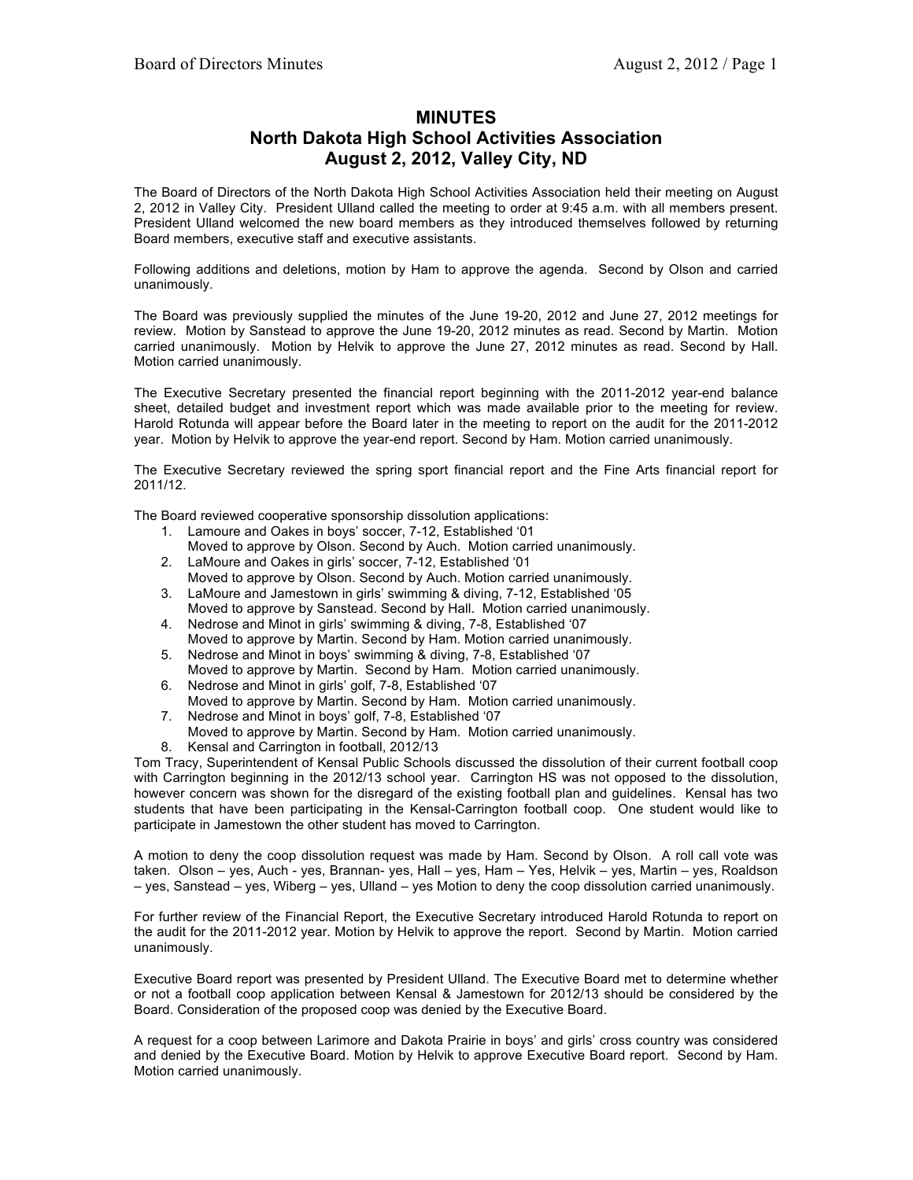# MINUTES
## North Dakota High School Activities Association
## August 2, 2012, Valley City, ND

The Board of Directors of the North Dakota High School Activities Association held their meeting on August 2, 2012 in Valley City. President Ulland called the meeting to order at 9:45 a.m. with all members present. President Ulland welcomed the new board members as they introduced themselves followed by returning Board members, executive staff and executive assistants.

Following additions and deletions, motion by Ham to approve the agenda. Second by Olson and carried unanimously.

The Board was previously supplied the minutes of the June 19-20, 2012 and June 27, 2012 meetings for review. Motion by Sanstead to approve the June 19-20, 2012 minutes as read. Second by Martin. Motion carried unanimously. Motion by Helvik to approve the June 27, 2012 minutes as read. Second by Hall. Motion carried unanimously.

The Executive Secretary presented the financial report beginning with the 2011-2012 year-end balance sheet, detailed budget and investment report which was made available prior to the meeting for review. Harold Rotunda will appear before the Board later in the meeting to report on the audit for the 2011-2012 year. Motion by Helvik to approve the year-end report. Second by Ham. Motion carried unanimously.

The Executive Secretary reviewed the spring sport financial report and the Fine Arts financial report for 2011/12.

The Board reviewed cooperative sponsorship dissolution applications:

1. Lamoure and Oakes in boys' soccer, 7-12, Established '01
   Moved to approve by Olson. Second by Auch. Motion carried unanimously.
2. LaMoure and Oakes in girls' soccer, 7-12, Established '01
   Moved to approve by Olson. Second by Auch. Motion carried unanimously.
3. LaMoure and Jamestown in girls' swimming & diving, 7-12, Established '05
   Moved to approve by Sanstead. Second by Hall. Motion carried unanimously.
4. Nedrose and Minot in girls' swimming & diving, 7-8, Established '07
   Moved to approve by Martin. Second by Ham. Motion carried unanimously.
5. Nedrose and Minot in boys' swimming & diving, 7-8, Established '07
   Moved to approve by Martin. Second by Ham. Motion carried unanimously.
6. Nedrose and Minot in girls' golf, 7-8, Established '07
   Moved to approve by Martin. Second by Ham. Motion carried unanimously.
7. Nedrose and Minot in boys' golf, 7-8, Established '07
   Moved to approve by Martin. Second by Ham. Motion carried unanimously.
8. Kensal and Carrington in football, 2012/13

Tom Tracy, Superintendent of Kensal Public Schools discussed the dissolution of their current football coop with Carrington beginning in the 2012/13 school year. Carrington HS was not opposed to the dissolution, however concern was shown for the disregard of the existing football plan and guidelines. Kensal has two students that have been participating in the Kensal-Carrington football coop. One student would like to participate in Jamestown the other student has moved to Carrington.

A motion to deny the coop dissolution request was made by Ham. Second by Olson. A roll call vote was taken. Olson – yes, Auch - yes, Brannan- yes, Hall – yes, Ham – Yes, Helvik – yes, Martin – yes, Roaldson – yes, Sanstead – yes, Wiberg – yes, Ulland – yes Motion to deny the coop dissolution carried unanimously.

For further review of the Financial Report, the Executive Secretary introduced Harold Rotunda to report on the audit for the 2011-2012 year. Motion by Helvik to approve the report. Second by Martin. Motion carried unanimously.

Executive Board report was presented by President Ulland. The Executive Board met to determine whether or not a football coop application between Kensal & Jamestown for 2012/13 should be considered by the Board. Consideration of the proposed coop was denied by the Executive Board.

A request for a coop between Larimore and Dakota Prairie in boys' and girls' cross country was considered and denied by the Executive Board. Motion by Helvik to approve Executive Board report. Second by Ham. Motion carried unanimously.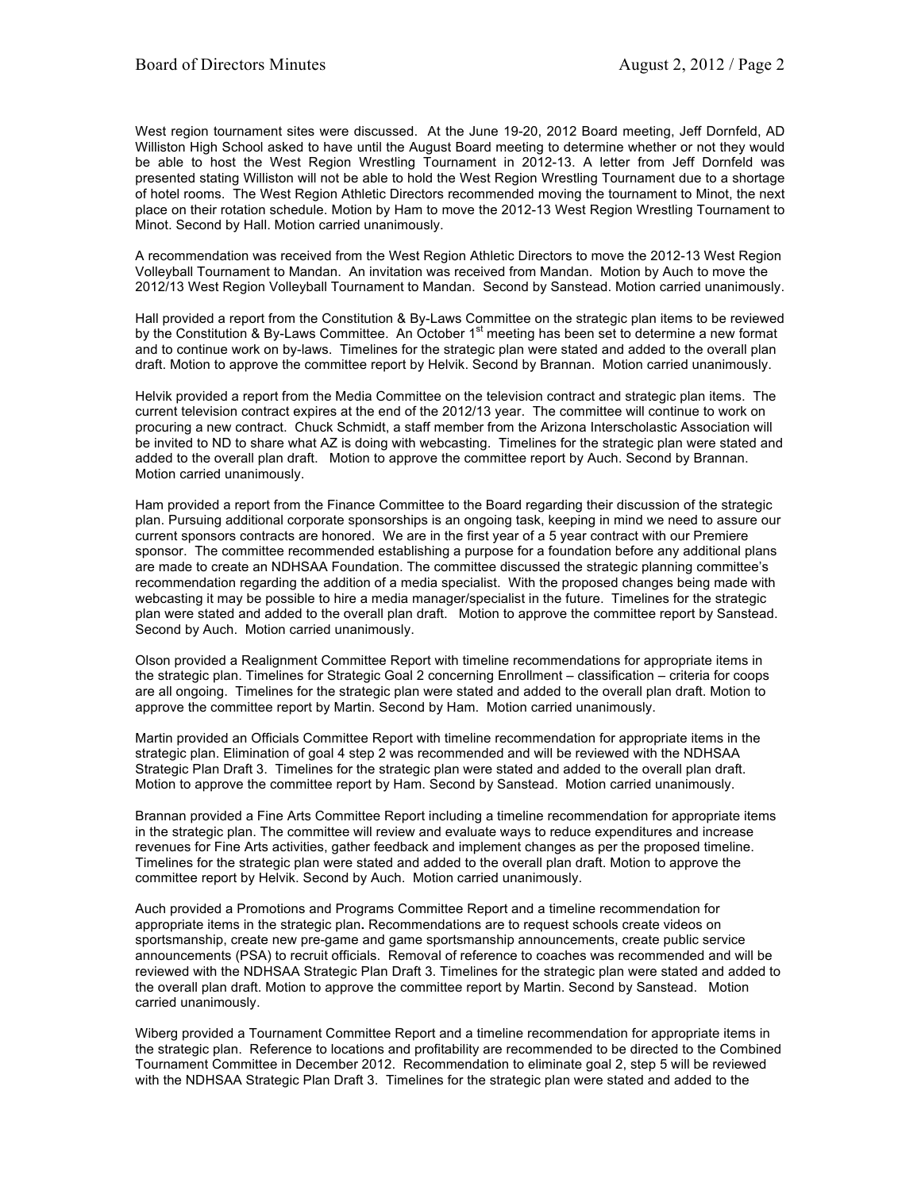West region tournament sites were discussed. At the June 19-20, 2012 Board meeting, Jeff Dornfeld, AD Williston High School asked to have until the August Board meeting to determine whether or not they would be able to host the West Region Wrestling Tournament in 2012-13. A letter from Jeff Dornfeld was presented stating Williston will not be able to hold the West Region Wrestling Tournament due to a shortage of hotel rooms. The West Region Athletic Directors recommended moving the tournament to Minot, the next place on their rotation schedule. Motion by Ham to move the 2012-13 West Region Wrestling Tournament to Minot. Second by Hall. Motion carried unanimously.

A recommendation was received from the West Region Athletic Directors to move the 2012-13 West Region Volleyball Tournament to Mandan. An invitation was received from Mandan. Motion by Auch to move the 2012/13 West Region Volleyball Tournament to Mandan. Second by Sanstead. Motion carried unanimously.

Hall provided a report from the Constitution & By-Laws Committee on the strategic plan items to be reviewed by the Constitution & By-Laws Committee. An October 1st meeting has been set to determine a new format and to continue work on by-laws. Timelines for the strategic plan were stated and added to the overall plan draft. Motion to approve the committee report by Helvik. Second by Brannan. Motion carried unanimously.

Helvik provided a report from the Media Committee on the television contract and strategic plan items. The current television contract expires at the end of the 2012/13 year. The committee will continue to work on procuring a new contract. Chuck Schmidt, a staff member from the Arizona Interscholastic Association will be invited to ND to share what AZ is doing with webcasting. Timelines for the strategic plan were stated and added to the overall plan draft. Motion to approve the committee report by Auch. Second by Brannan. Motion carried unanimously.

Ham provided a report from the Finance Committee to the Board regarding their discussion of the strategic plan. Pursuing additional corporate sponsorships is an ongoing task, keeping in mind we need to assure our current sponsors contracts are honored. We are in the first year of a 5 year contract with our Premiere sponsor. The committee recommended establishing a purpose for a foundation before any additional plans are made to create an NDHSAA Foundation. The committee discussed the strategic planning committee's recommendation regarding the addition of a media specialist. With the proposed changes being made with webcasting it may be possible to hire a media manager/specialist in the future. Timelines for the strategic plan were stated and added to the overall plan draft. Motion to approve the committee report by Sanstead. Second by Auch. Motion carried unanimously.

Olson provided a Realignment Committee Report with timeline recommendations for appropriate items in the strategic plan. Timelines for Strategic Goal 2 concerning Enrollment – classification – criteria for coops are all ongoing. Timelines for the strategic plan were stated and added to the overall plan draft. Motion to approve the committee report by Martin. Second by Ham. Motion carried unanimously.

Martin provided an Officials Committee Report with timeline recommendation for appropriate items in the strategic plan. Elimination of goal 4 step 2 was recommended and will be reviewed with the NDHSAA Strategic Plan Draft 3. Timelines for the strategic plan were stated and added to the overall plan draft. Motion to approve the committee report by Ham. Second by Sanstead. Motion carried unanimously.

Brannan provided a Fine Arts Committee Report including a timeline recommendation for appropriate items in the strategic plan. The committee will review and evaluate ways to reduce expenditures and increase revenues for Fine Arts activities, gather feedback and implement changes as per the proposed timeline. Timelines for the strategic plan were stated and added to the overall plan draft. Motion to approve the committee report by Helvik. Second by Auch. Motion carried unanimously.

Auch provided a Promotions and Programs Committee Report and a timeline recommendation for appropriate items in the strategic plan. Recommendations are to request schools create videos on sportsmanship, create new pre-game and game sportsmanship announcements, create public service announcements (PSA) to recruit officials. Removal of reference to coaches was recommended and will be reviewed with the NDHSAA Strategic Plan Draft 3. Timelines for the strategic plan were stated and added to the overall plan draft. Motion to approve the committee report by Martin. Second by Sanstead. Motion carried unanimously.

Wiberg provided a Tournament Committee Report and a timeline recommendation for appropriate items in the strategic plan. Reference to locations and profitability are recommended to be directed to the Combined Tournament Committee in December 2012. Recommendation to eliminate goal 2, step 5 will be reviewed with the NDHSAA Strategic Plan Draft 3. Timelines for the strategic plan were stated and added to the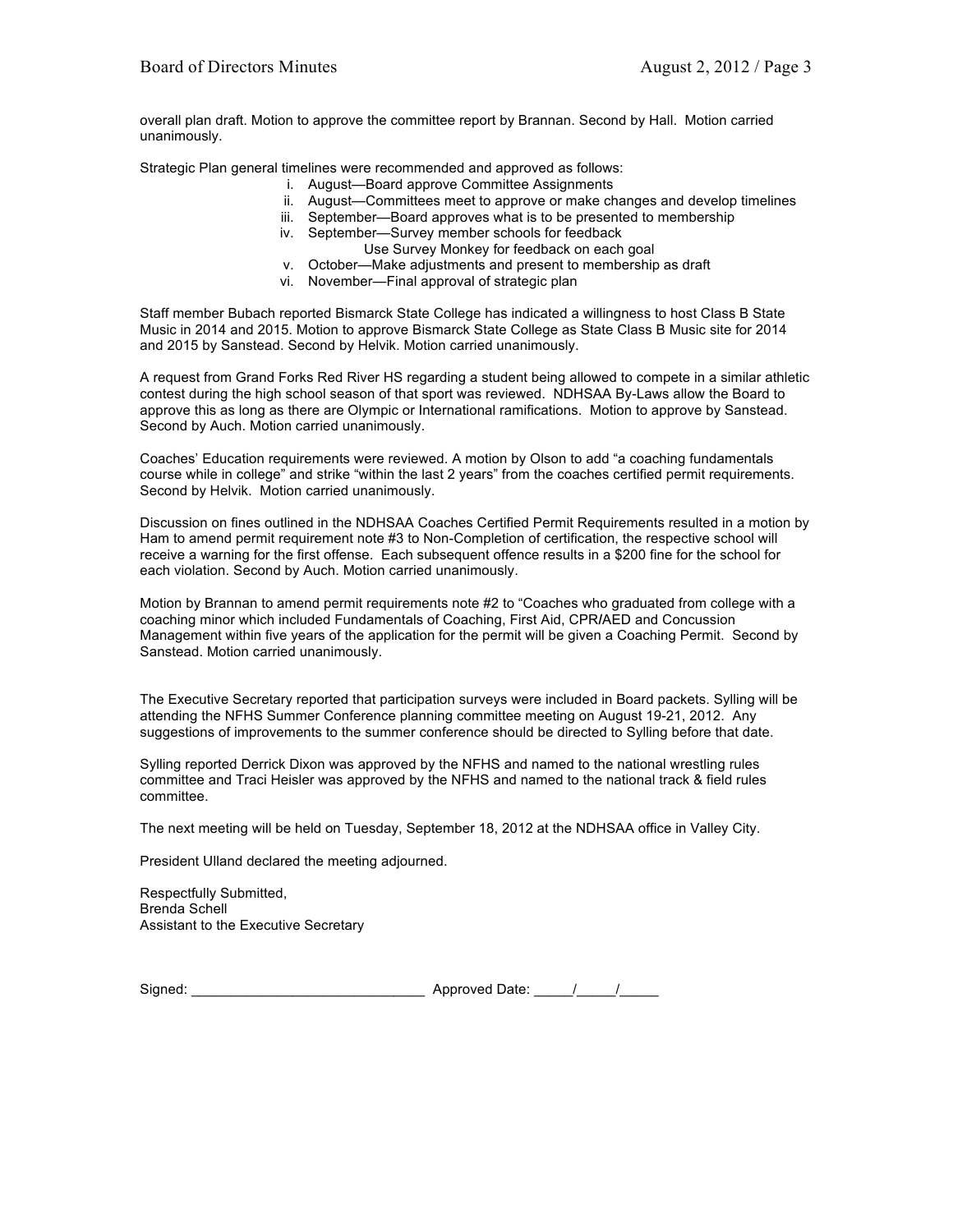overall plan draft. Motion to approve the committee report by Brannan. Second by Hall. Motion carried unanimously.

Strategic Plan general timelines were recommended and approved as follows:

- i. August—Board approve Committee Assignments
- ii. August—Committees meet to approve or make changes and develop timelines
- iii. September—Board approves what is to be presented to membership
- iv. September—Survey member schools for feedback
  Use Survey Monkey for feedback on each goal
- v. October—Make adjustments and present to membership as draft
- vi. November—Final approval of strategic plan

Staff member Bubach reported Bismarck State College has indicated a willingness to host Class B State Music in 2014 and 2015. Motion to approve Bismarck State College as State Class B Music site for 2014 and 2015 by Sanstead. Second by Helvik. Motion carried unanimously.

A request from Grand Forks Red River HS regarding a student being allowed to compete in a similar athletic contest during the high school season of that sport was reviewed. NDHSAA By-Laws allow the Board to approve this as long as there are Olympic or International ramifications. Motion to approve by Sanstead. Second by Auch. Motion carried unanimously.

Coaches' Education requirements were reviewed. A motion by Olson to add "a coaching fundamentals course while in college" and strike "within the last 2 years" from the coaches certified permit requirements. Second by Helvik. Motion carried unanimously.

Discussion on fines outlined in the NDHSAA Coaches Certified Permit Requirements resulted in a motion by Ham to amend permit requirement note #3 to Non-Completion of certification, the respective school will receive a warning for the first offense. Each subsequent offence results in a $200 fine for the school for each violation. Second by Auch. Motion carried unanimously.

Motion by Brannan to amend permit requirements note #2 to "Coaches who graduated from college with a coaching minor which included Fundamentals of Coaching, First Aid, CPR/AED and Concussion Management within five years of the application for the permit will be given a Coaching Permit. Second by Sanstead. Motion carried unanimously.

The Executive Secretary reported that participation surveys were included in Board packets. Sylling will be attending the NFHS Summer Conference planning committee meeting on August 19-21, 2012. Any suggestions of improvements to the summer conference should be directed to Sylling before that date.

Sylling reported Derrick Dixon was approved by the NFHS and named to the national wrestling rules committee and Traci Heisler was approved by the NFHS and named to the national track & field rules committee.

The next meeting will be held on Tuesday, September 18, 2012 at the NDHSAA office in Valley City.

President Ulland declared the meeting adjourned.

Respectfully Submitted,
Brenda Schell
Assistant to the Executive Secretary

Signed: ______________________________ Approved Date: _____/_____/_____